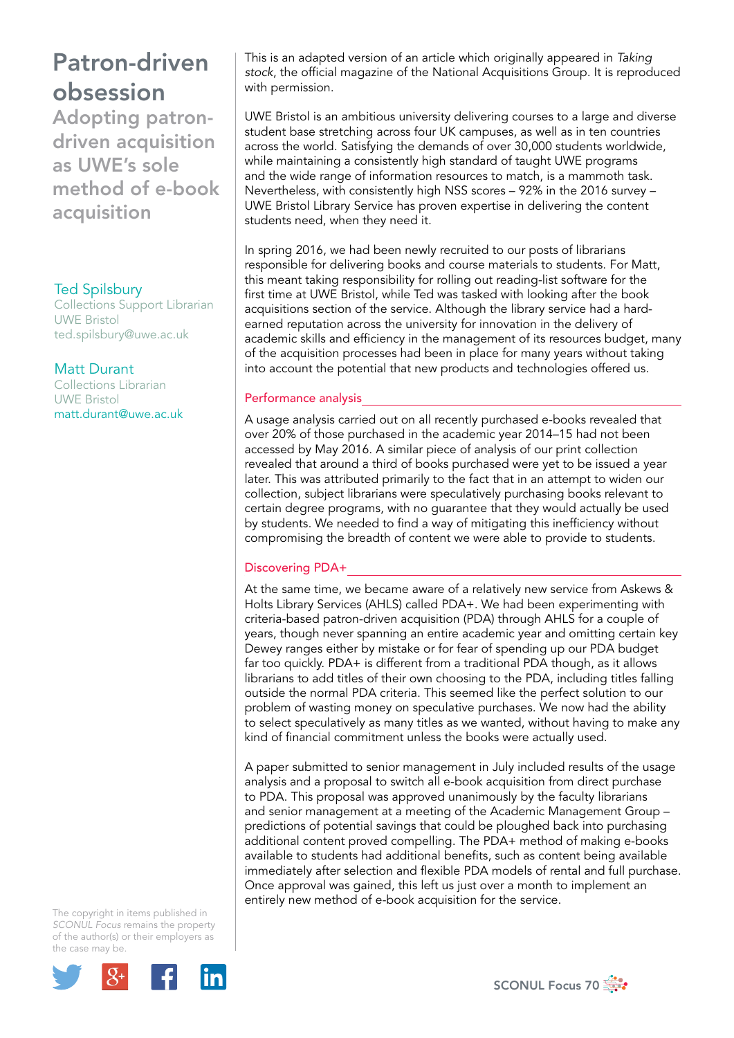# Patron-driven obsession

## Adopting patron-driven acquisition as UWE's sole method of e-book acquisition

Ted Spilsbury
Collections Support Librarian
UWE Bristol
ted.spilsbury@uwe.ac.uk

Matt Durant
Collections Librarian
UWE Bristol
matt.durant@uwe.ac.uk

The copyright in items published in *SCONUL Focus* remains the property of the author(s) or their employers as the case may be.

This is an adapted version of an article which originally appeared in *Taking stock*, the official magazine of the National Acquisitions Group. It is reproduced with permission.

UWE Bristol is an ambitious university delivering courses to a large and diverse student base stretching across four UK campuses, as well as in ten countries across the world. Satisfying the demands of over 30,000 students worldwide, while maintaining a consistently high standard of taught UWE programs and the wide range of information resources to match, is a mammoth task. Nevertheless, with consistently high NSS scores – 92% in the 2016 survey – UWE Bristol Library Service has proven expertise in delivering the content students need, when they need it.

In spring 2016, we had been newly recruited to our posts of librarians responsible for delivering books and course materials to students. For Matt, this meant taking responsibility for rolling out reading-list software for the first time at UWE Bristol, while Ted was tasked with looking after the book acquisitions section of the service. Although the library service had a hard-earned reputation across the university for innovation in the delivery of academic skills and efficiency in the management of its resources budget, many of the acquisition processes had been in place for many years without taking into account the potential that new products and technologies offered us.

### Performance analysis

A usage analysis carried out on all recently purchased e-books revealed that over 20% of those purchased in the academic year 2014–15 had not been accessed by May 2016. A similar piece of analysis of our print collection revealed that around a third of books purchased were yet to be issued a year later. This was attributed primarily to the fact that in an attempt to widen our collection, subject librarians were speculatively purchasing books relevant to certain degree programs, with no guarantee that they would actually be used by students. We needed to find a way of mitigating this inefficiency without compromising the breadth of content we were able to provide to students.

### Discovering PDA+

At the same time, we became aware of a relatively new service from Askews & Holts Library Services (AHLS) called PDA+. We had been experimenting with criteria-based patron-driven acquisition (PDA) through AHLS for a couple of years, though never spanning an entire academic year and omitting certain key Dewey ranges either by mistake or for fear of spending up our PDA budget far too quickly. PDA+ is different from a traditional PDA though, as it allows librarians to add titles of their own choosing to the PDA, including titles falling outside the normal PDA criteria. This seemed like the perfect solution to our problem of wasting money on speculative purchases. We now had the ability to select speculatively as many titles as we wanted, without having to make any kind of financial commitment unless the books were actually used.

A paper submitted to senior management in July included results of the usage analysis and a proposal to switch all e-book acquisition from direct purchase to PDA. This proposal was approved unanimously by the faculty librarians and senior management at a meeting of the Academic Management Group – predictions of potential savings that could be ploughed back into purchasing additional content proved compelling. The PDA+ method of making e-books available to students had additional benefits, such as content being available immediately after selection and flexible PDA models of rental and full purchase. Once approval was gained, this left us just over a month to implement an entirely new method of e-book acquisition for the service.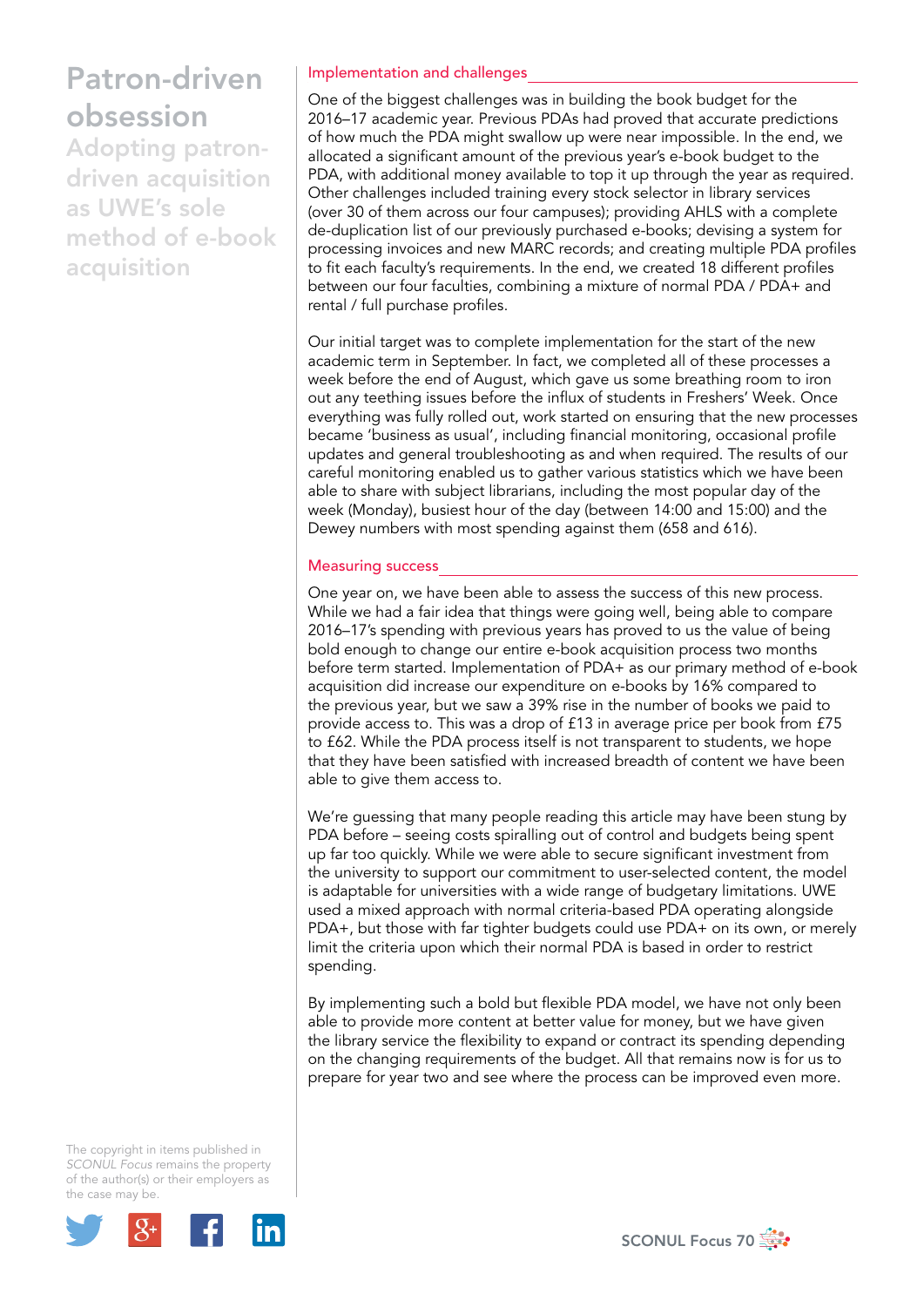## Implementation and challenges

One of the biggest challenges was in building the book budget for the 2016–17 academic year. Previous PDAs had proved that accurate predictions of how much the PDA might swallow up were near impossible. In the end, we allocated a significant amount of the previous year's e-book budget to the PDA, with additional money available to top it up through the year as required. Other challenges included training every stock selector in library services (over 30 of them across our four campuses); providing AHLS with a complete de-duplication list of our previously purchased e-books; devising a system for processing invoices and new MARC records; and creating multiple PDA profiles to fit each faculty's requirements. In the end, we created 18 different profiles between our four faculties, combining a mixture of normal PDA / PDA+ and rental / full purchase profiles.

Our initial target was to complete implementation for the start of the new academic term in September. In fact, we completed all of these processes a week before the end of August, which gave us some breathing room to iron out any teething issues before the influx of students in Freshers' Week. Once everything was fully rolled out, work started on ensuring that the new processes became 'business as usual', including financial monitoring, occasional profile updates and general troubleshooting as and when required. The results of our careful monitoring enabled us to gather various statistics which we have been able to share with subject librarians, including the most popular day of the week (Monday), busiest hour of the day (between 14:00 and 15:00) and the Dewey numbers with most spending against them (658 and 616).

## Measuring success

One year on, we have been able to assess the success of this new process. While we had a fair idea that things were going well, being able to compare 2016–17's spending with previous years has proved to us the value of being bold enough to change our entire e-book acquisition process two months before term started. Implementation of PDA+ as our primary method of e-book acquisition did increase our expenditure on e-books by 16% compared to the previous year, but we saw a 39% rise in the number of books we paid to provide access to. This was a drop of £13 in average price per book from £75 to £62. While the PDA process itself is not transparent to students, we hope that they have been satisfied with increased breadth of content we have been able to give them access to.

We're guessing that many people reading this article may have been stung by PDA before – seeing costs spiralling out of control and budgets being spent up far too quickly. While we were able to secure significant investment from the university to support our commitment to user-selected content, the model is adaptable for universities with a wide range of budgetary limitations. UWE used a mixed approach with normal criteria-based PDA operating alongside PDA+, but those with far tighter budgets could use PDA+ on its own, or merely limit the criteria upon which their normal PDA is based in order to restrict spending.

By implementing such a bold but flexible PDA model, we have not only been able to provide more content at better value for money, but we have given the library service the flexibility to expand or contract its spending depending on the changing requirements of the budget. All that remains now is for us to prepare for year two and see where the process can be improved even more.

The copyright in items published in *SCONUL Focus* remains the property of the author(s) or their employers as the case may be.